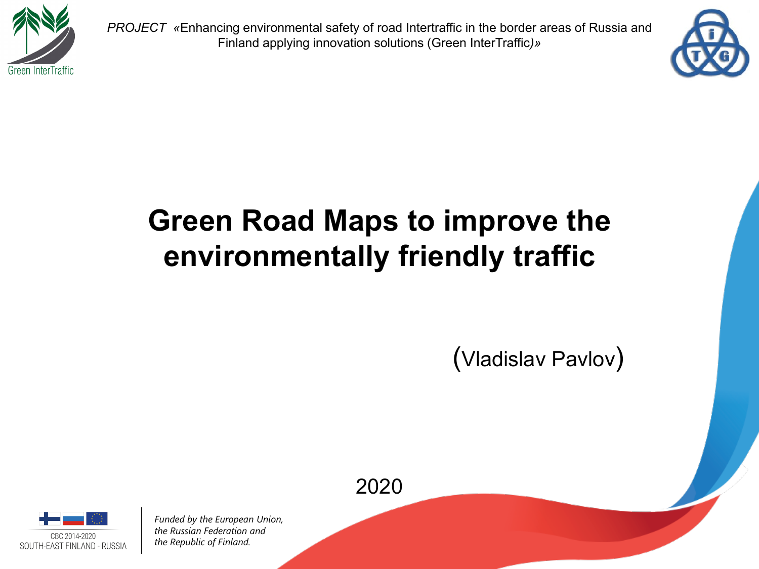*PROJECT* «Enhancing environmental safety of road Intertraffic in the border areas of Russia and Finland applying innovation solutions (Green InterTraffic*)*»

# Green Road Maps to improve the environmentally friendly traffic

(Vladislav Pavlov)

2020

CBC 2014-2020
SOUTH-EAST FINLAND - RUSSIA

*Funded by the European Union, the Russian Federation and the Republic of Finland.*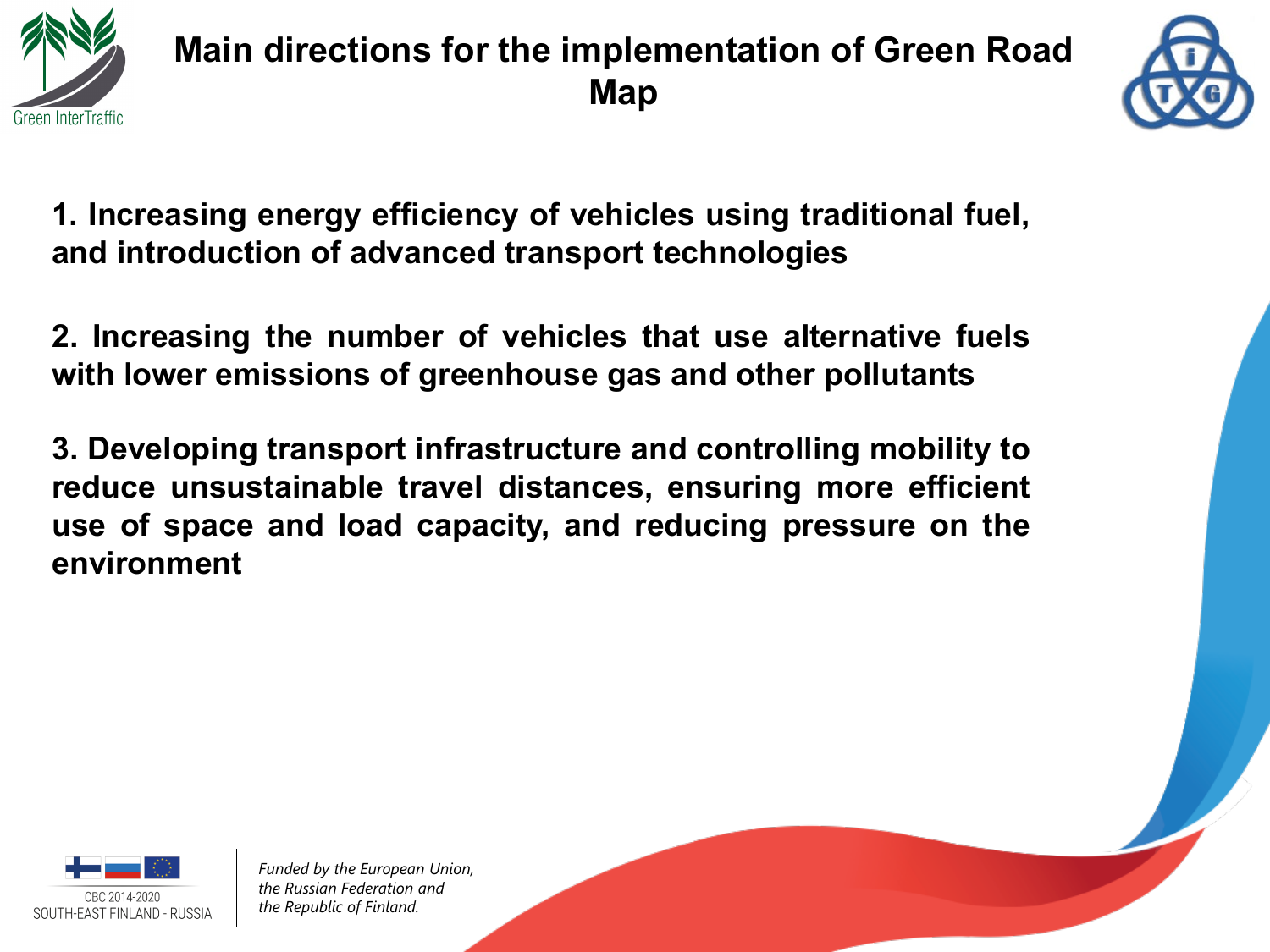# Main directions for the implementation of Green Road Map

1. **Increasing energy efficiency of vehicles using traditional fuel, and introduction of advanced transport technologies**

2. **Increasing the number of vehicles that use alternative fuels with lower emissions of greenhouse gas and other pollutants**

3. **Developing transport infrastructure and controlling mobility to reduce unsustainable travel distances, ensuring more efficient use of space and load capacity, and reducing pressure on the environment**

CBC 2014-2020
SOUTH-EAST FINLAND - RUSSIA

*Funded by the European Union, the Russian Federation and the Republic of Finland.*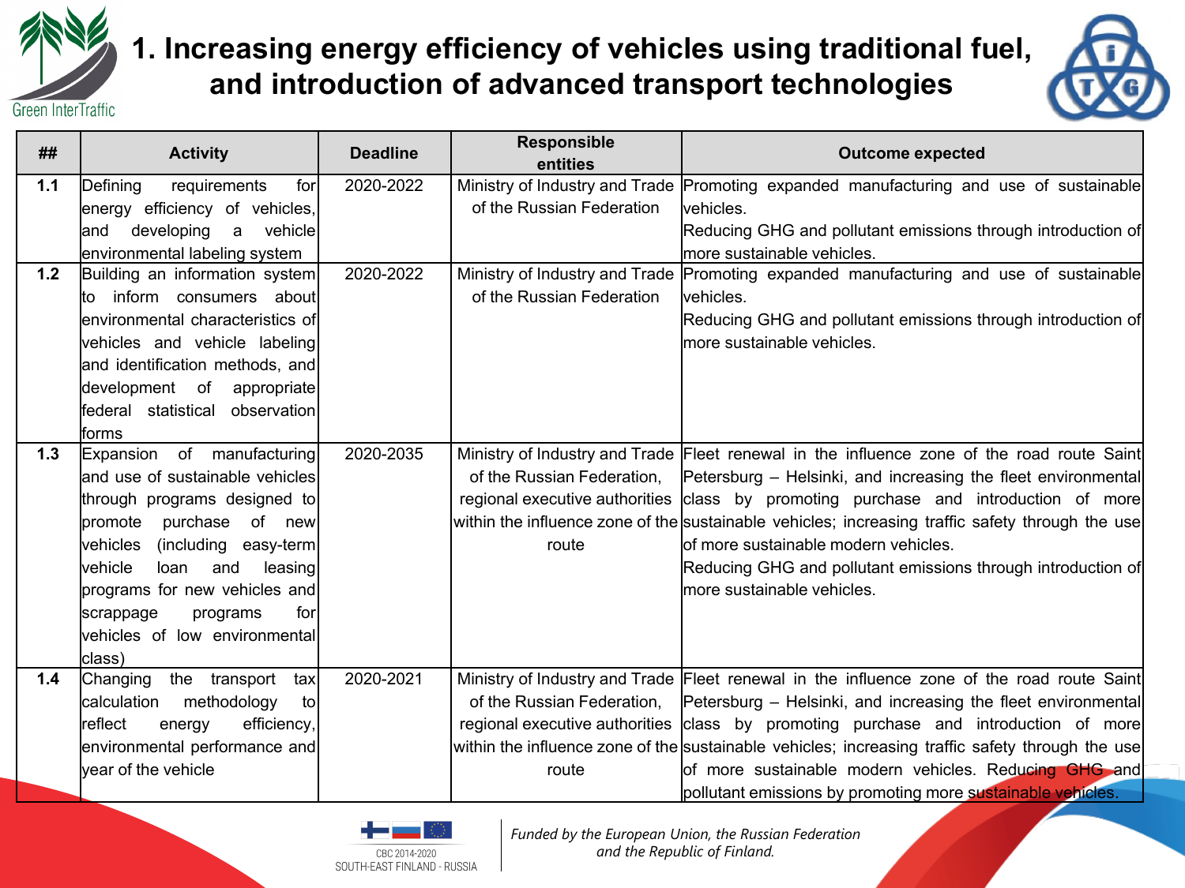# 1. Increasing energy efficiency of vehicles using traditional fuel, and introduction of advanced transport technologies

| ## | Activity | Deadline | Responsible entities | Outcome expected |
|---|---|---|---|---|
| **1.1** | Defining requirements for energy efficiency of vehicles, and developing a vehicle environmental labeling system | 2020-2022 | Ministry of Industry and Trade of the Russian Federation | Promoting expanded manufacturing and use of sustainable vehicles. Reducing GHG and pollutant emissions through introduction of more sustainable vehicles. |
| **1.2** | Building an information system to inform consumers about environmental characteristics of vehicles and vehicle labeling and identification methods, and development of appropriate federal statistical observation forms | 2020-2022 | Ministry of Industry and Trade of the Russian Federation | Promoting expanded manufacturing and use of sustainable vehicles. Reducing GHG and pollutant emissions through introduction of more sustainable vehicles. |
| **1.3** | Expansion of manufacturing and use of sustainable vehicles through programs designed to promote purchase of new vehicles (including easy-term vehicle loan and leasing programs for new vehicles and scrappage programs for vehicles of low environmental class) | 2020-2035 | Ministry of Industry and Trade of the Russian Federation, regional executive authorities within the influence zone of the route | Fleet renewal in the influence zone of the road route Saint Petersburg – Helsinki, and increasing the fleet environmental class by promoting purchase and introduction of more sustainable vehicles; increasing traffic safety through the use of more sustainable modern vehicles. Reducing GHG and pollutant emissions through introduction of more sustainable vehicles. |
| **1.4** | Changing the transport tax calculation methodology to reflect energy efficiency, environmental performance and year of the vehicle | 2020-2021 | Ministry of Industry and Trade of the Russian Federation, regional executive authorities within the influence zone of the route | Fleet renewal in the influence zone of the road route Saint Petersburg – Helsinki, and increasing the fleet environmental class by promoting purchase and introduction of more sustainable vehicles; increasing traffic safety through the use of more sustainable modern vehicles. Reducing GHG and pollutant emissions by promoting more sustainable vehicles. |

CBC 2014-2020
SOUTH-EAST FINLAND - RUSSIA

*Funded by the European Union, the Russian Federation and the Republic of Finland.*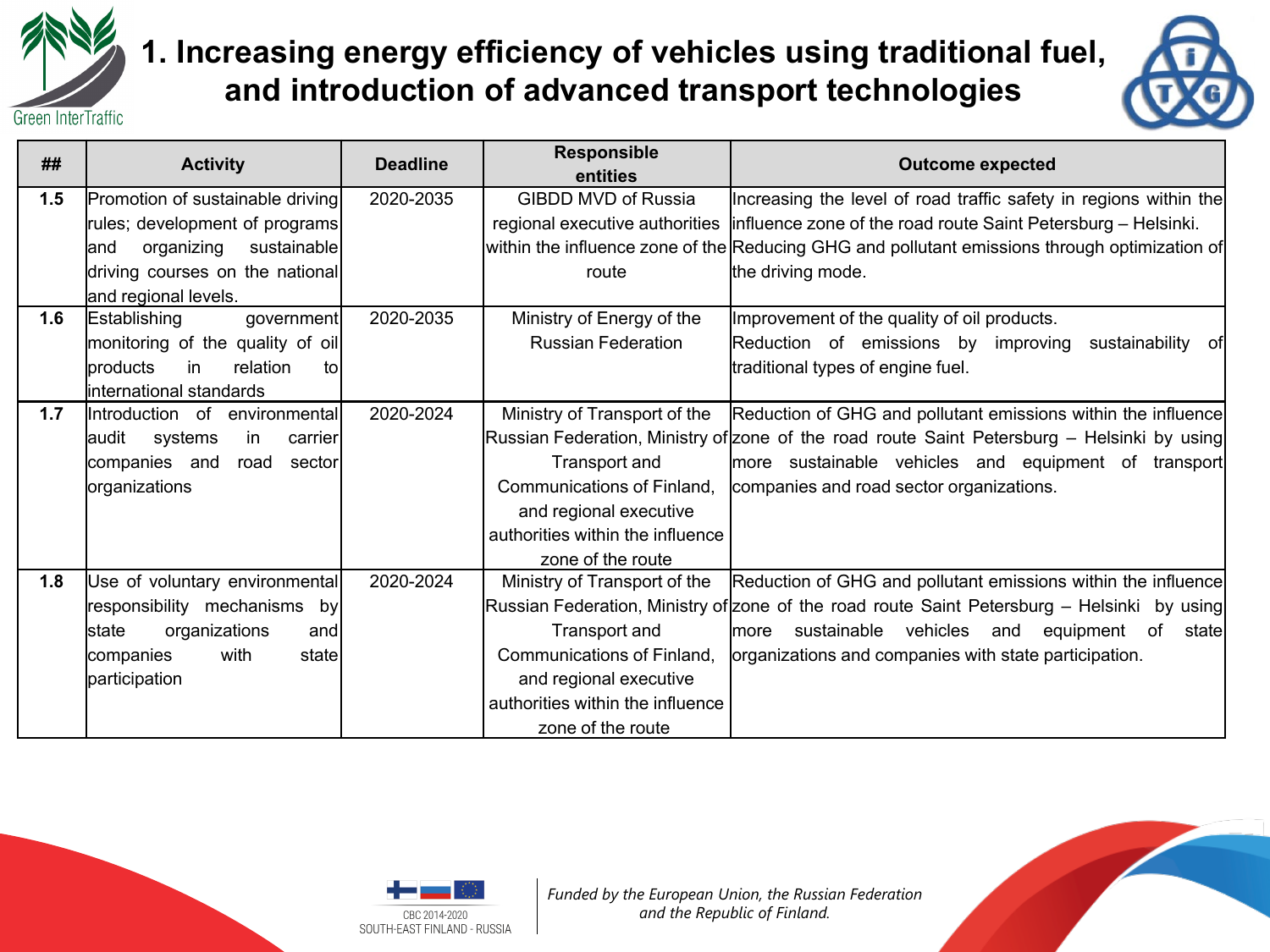# 1. Increasing energy efficiency of vehicles using traditional fuel, and introduction of advanced transport technologies

| ## | Activity | Deadline | Responsible entities | Outcome expected |
|---|---|---|---|---|
| **1.5** | Promotion of sustainable driving rules; development of programs and organizing sustainable driving courses on the national and regional levels. | 2020-2035 | GIBDD MVD of Russia regional executive authorities within the influence zone of the route | Increasing the level of road traffic safety in regions within the influence zone of the road route Saint Petersburg – Helsinki. Reducing GHG and pollutant emissions through optimization of the driving mode. |
| **1.6** | Establishing government monitoring of the quality of oil products in relation to international standards | 2020-2035 | Ministry of Energy of the Russian Federation | Improvement of the quality of oil products. Reduction of emissions by improving sustainability of traditional types of engine fuel. |
| **1.7** | Introduction of environmental audit systems in carrier companies and road sector organizations | 2020-2024 | Ministry of Transport of the Russian Federation, Ministry of Transport and Communications of Finland, and regional executive authorities within the influence zone of the route | Reduction of GHG and pollutant emissions within the influence zone of the road route Saint Petersburg – Helsinki by using more sustainable vehicles and equipment of transport companies and road sector organizations. |
| **1.8** | Use of voluntary environmental responsibility mechanisms by state organizations and companies with state participation | 2020-2024 | Ministry of Transport of the Russian Federation, Ministry of Transport and Communications of Finland, and regional executive authorities within the influence zone of the route | Reduction of GHG and pollutant emissions within the influence zone of the road route Saint Petersburg – Helsinki by using more sustainable vehicles and equipment of state organizations and companies with state participation. |

CBC 2014-2020 SOUTH-EAST FINLAND - RUSSIA

*Funded by the European Union, the Russian Federation and the Republic of Finland.*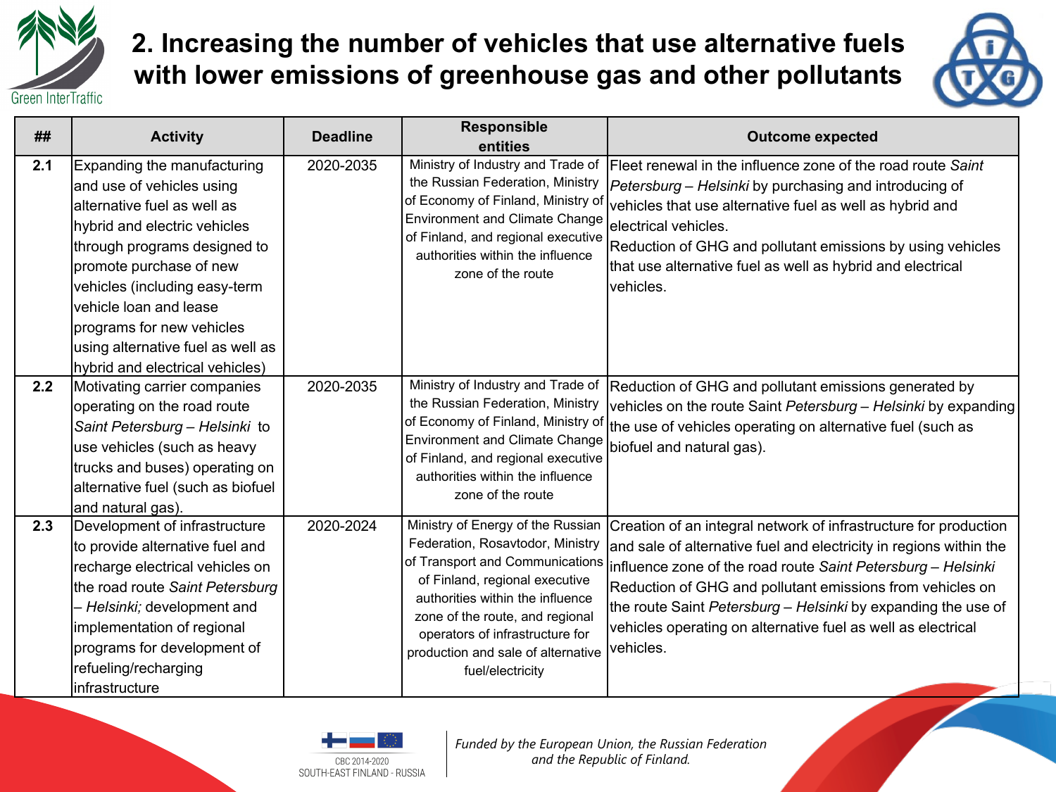## 2. Increasing the number of vehicles that use alternative fuels with lower emissions of greenhouse gas and other pollutants

| ## | Activity | Deadline | Responsible entities | Outcome expected |
|---|---|---|---|---|
| **2.1** | Expanding the manufacturing and use of vehicles using alternative fuel as well as hybrid and electric vehicles through programs designed to promote purchase of new vehicles (including easy-term vehicle loan and lease programs for new vehicles using alternative fuel as well as hybrid and electrical vehicles) | 2020-2035 | Ministry of Industry and Trade of the Russian Federation, Ministry of Economy of Finland, Ministry of Environment and Climate Change of Finland, and regional executive authorities within the influence zone of the route | Fleet renewal in the influence zone of the road route *Saint Petersburg – Helsinki* by purchasing and introducing of vehicles that use alternative fuel as well as hybrid and electrical vehicles.<br>Reduction of GHG and pollutant emissions by using vehicles that use alternative fuel as well as hybrid and electrical vehicles. |
| **2.2** | Motivating carrier companies operating on the road route *Saint Petersburg – Helsinki* to use vehicles (such as heavy trucks and buses) operating on alternative fuel (such as biofuel and natural gas). | 2020-2035 | Ministry of Industry and Trade of the Russian Federation, Ministry of Economy of Finland, Ministry of Environment and Climate Change of Finland, and regional executive authorities within the influence zone of the route | Reduction of GHG and pollutant emissions generated by vehicles on the route Saint *Petersburg – Helsinki* by expanding the use of vehicles operating on alternative fuel (such as biofuel and natural gas). |
| **2.3** | Development of infrastructure to provide alternative fuel and recharge electrical vehicles on the road route *Saint Petersburg – Helsinki;* development and implementation of regional programs for development of refueling/recharging infrastructure | 2020-2024 | Ministry of Energy of the Russian Federation, Rosavtodor, Ministry of Transport and Communications of Finland, regional executive authorities within the influence zone of the route, and regional operators of infrastructure for production and sale of alternative fuel/electricity | Creation of an integral network of infrastructure for production and sale of alternative fuel and electricity in regions within the influence zone of the road route *Saint Petersburg – Helsinki*<br>Reduction of GHG and pollutant emissions from vehicles on the route Saint *Petersburg – Helsinki* by expanding the use of vehicles operating on alternative fuel as well as electrical vehicles. |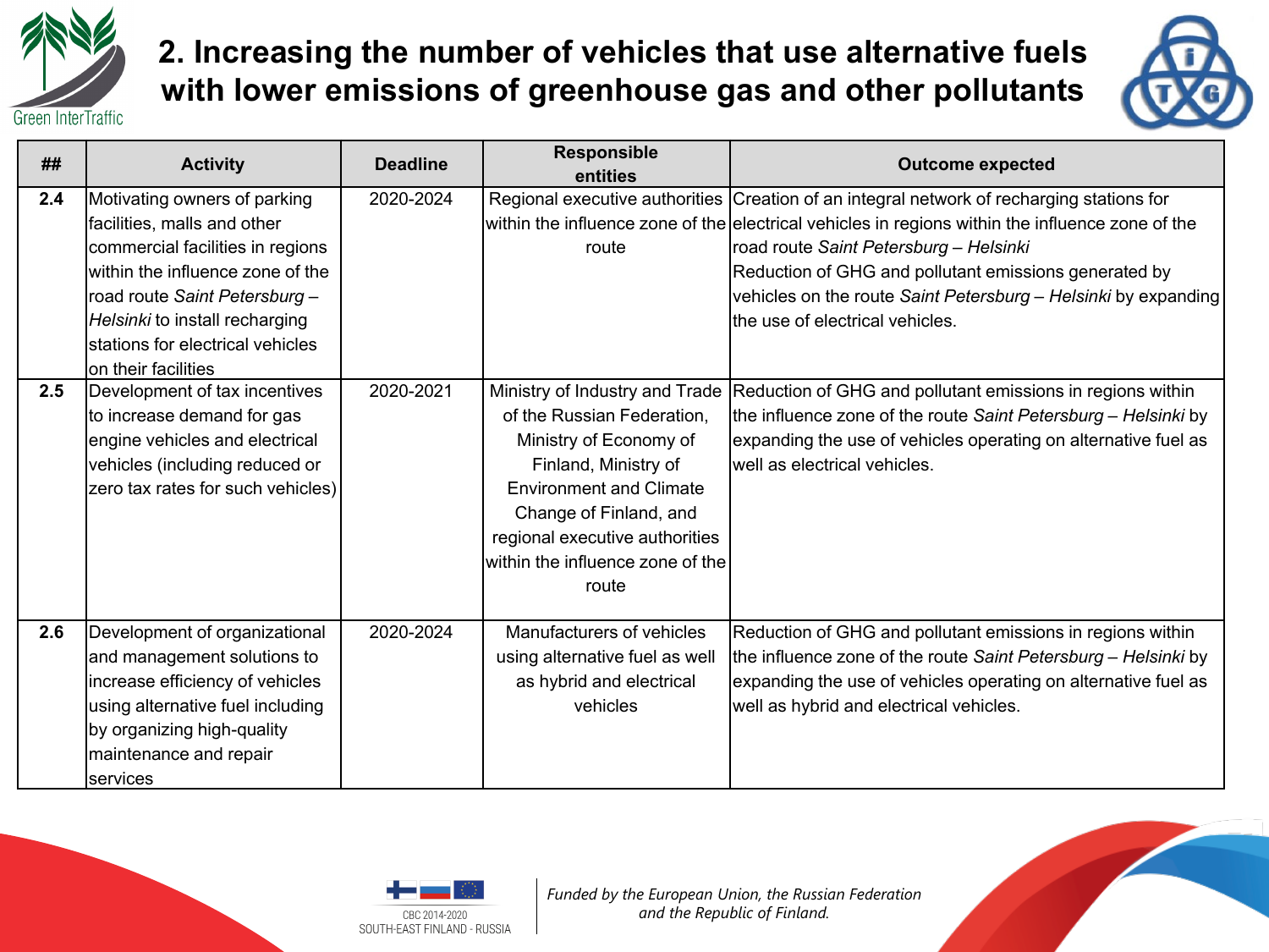## 2. Increasing the number of vehicles that use alternative fuels with lower emissions of greenhouse gas and other pollutants

| ## | Activity | Deadline | Responsible entities | Outcome expected |
|---|---|---|---|---|
| **2.4** | Motivating owners of parking facilities, malls and other commercial facilities in regions within the influence zone of the road route *Saint Petersburg – Helsinki* to install recharging stations for electrical vehicles on their facilities | 2020-2024 | Regional executive authorities within the influence zone of the route | Creation of an integral network of recharging stations for electrical vehicles in regions within the influence zone of the road route *Saint Petersburg – Helsinki*<br>Reduction of GHG and pollutant emissions generated by vehicles on the route *Saint Petersburg – Helsinki* by expanding the use of electrical vehicles. |
| **2.5** | Development of tax incentives to increase demand for gas engine vehicles and electrical vehicles (including reduced or zero tax rates for such vehicles) | 2020-2021 | Ministry of Industry and Trade of the Russian Federation, Ministry of Economy of Finland, Ministry of Environment and Climate Change of Finland, and regional executive authorities within the influence zone of the route | Reduction of GHG and pollutant emissions in regions within the influence zone of the route *Saint Petersburg – Helsinki* by expanding the use of vehicles operating on alternative fuel as well as electrical vehicles. |
| **2.6** | Development of organizational and management solutions to increase efficiency of vehicles using alternative fuel including by organizing high-quality maintenance and repair services | 2020-2024 | Manufacturers of vehicles using alternative fuel as well as hybrid and electrical vehicles | Reduction of GHG and pollutant emissions in regions within the influence zone of the route *Saint Petersburg – Helsinki* by expanding the use of vehicles operating on alternative fuel as well as hybrid and electrical vehicles. |

*Funded by the European Union, the Russian Federation and the Republic of Finland.*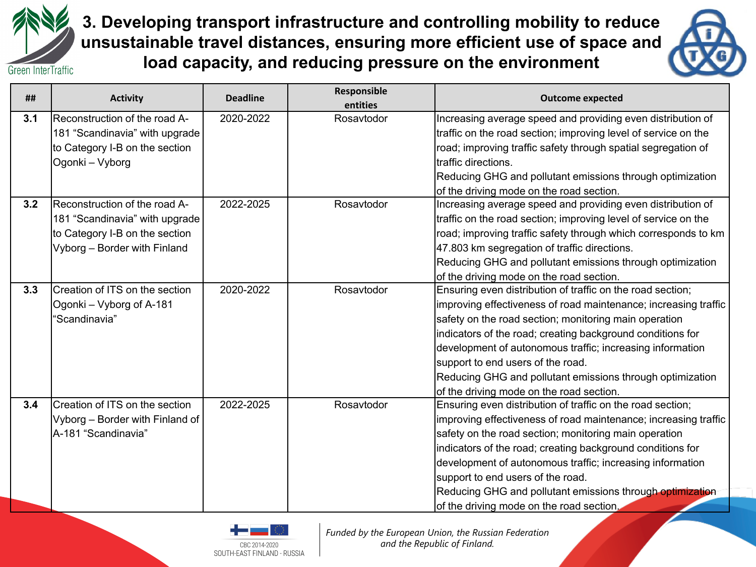# 3. Developing transport infrastructure and controlling mobility to reduce unsustainable travel distances, ensuring more efficient use of space and load capacity, and reducing pressure on the environment

| ## | Activity | Deadline | Responsible entities | Outcome expected |
|---|---|---|---|---|
| **3.1** | Reconstruction of the road A-181 “Scandinavia” with upgrade to Category I-B on the section Ogonki – Vyborg | 2020-2022 | Rosavtodor | Increasing average speed and providing even distribution of traffic on the road section; improving level of service on the road; improving traffic safety through spatial segregation of traffic directions.<br>Reducing GHG and pollutant emissions through optimization of the driving mode on the road section. |
| **3.2** | Reconstruction of the road A-181 “Scandinavia” with upgrade to Category I-B on the section Vyborg – Border with Finland | 2022-2025 | Rosavtodor | Increasing average speed and providing even distribution of traffic on the road section; improving level of service on the road; improving traffic safety through which corresponds to km 47.803 km segregation of traffic directions.<br>Reducing GHG and pollutant emissions through optimization of the driving mode on the road section. |
| **3.3** | Creation of ITS on the section Ogonki – Vyborg of A-181 “Scandinavia” | 2020-2022 | Rosavtodor | Ensuring even distribution of traffic on the road section; improving effectiveness of road maintenance; increasing traffic safety on the road section; monitoring main operation indicators of the road; creating background conditions for development of autonomous traffic; increasing information support to end users of the road.<br>Reducing GHG and pollutant emissions through optimization of the driving mode on the road section. |
| **3.4** | Creation of ITS on the section Vyborg – Border with Finland of A-181 “Scandinavia” | 2022-2025 | Rosavtodor | Ensuring even distribution of traffic on the road section; improving effectiveness of road maintenance; increasing traffic safety on the road section; monitoring main operation indicators of the road; creating background conditions for development of autonomous traffic; increasing information support to end users of the road.<br>Reducing GHG and pollutant emissions through optimization of the driving mode on the road section. |

*Funded by the European Union, the Russian Federation and the Republic of Finland.*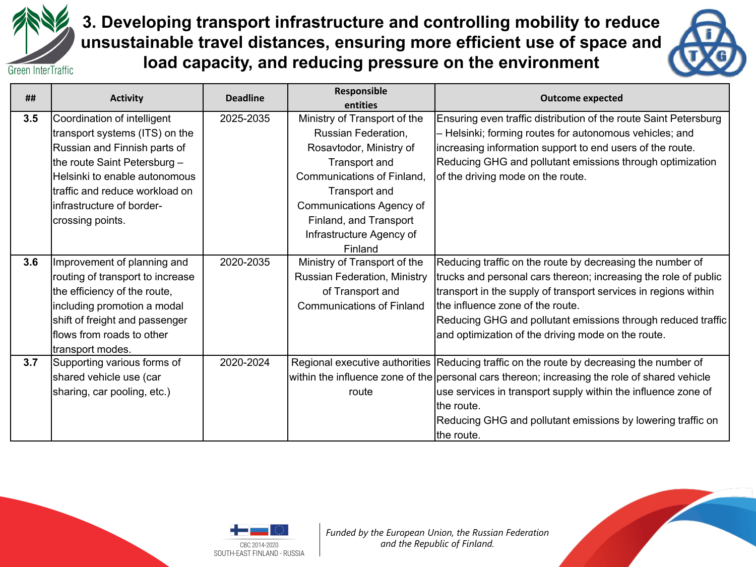# 3. Developing transport infrastructure and controlling mobility to reduce unsustainable travel distances, ensuring more efficient use of space and load capacity, and reducing pressure on the environment

| ## | Activity | Deadline | Responsible entities | Outcome expected |
|---|---|---|---|---|
| **3.5** | Coordination of intelligent transport systems (ITS) on the Russian and Finnish parts of the route Saint Petersburg – Helsinki to enable autonomous traffic and reduce workload on infrastructure of border-crossing points. | 2025-2035 | Ministry of Transport of the Russian Federation, Rosavtodor, Ministry of Transport and Communications of Finland, Transport and Communications Agency of Finland, and Transport Infrastructure Agency of Finland | Ensuring even traffic distribution of the route Saint Petersburg – Helsinki; forming routes for autonomous vehicles; and increasing information support to end users of the route. Reducing GHG and pollutant emissions through optimization of the driving mode on the route. |
| **3.6** | Improvement of planning and routing of transport to increase the efficiency of the route, including promotion a modal shift of freight and passenger flows from roads to other transport modes. | 2020-2035 | Ministry of Transport of the Russian Federation, Ministry of Transport and Communications of Finland | Reducing traffic on the route by decreasing the number of trucks and personal cars thereon; increasing the role of public transport in the supply of transport services in regions within the influence zone of the route. Reducing GHG and pollutant emissions through reduced traffic and optimization of the driving mode on the route. |
| **3.7** | Supporting various forms of shared vehicle use (car sharing, car pooling, etc.) | 2020-2024 | Regional executive authorities within the influence zone of the route | Reducing traffic on the route by decreasing the number of personal cars thereon; increasing the role of shared vehicle use services in transport supply within the influence zone of the route. Reducing GHG and pollutant emissions by lowering traffic on the route. |

CBC 2014-2020
SOUTH-EAST FINLAND - RUSSIA

*Funded by the European Union, the Russian Federation and the Republic of Finland.*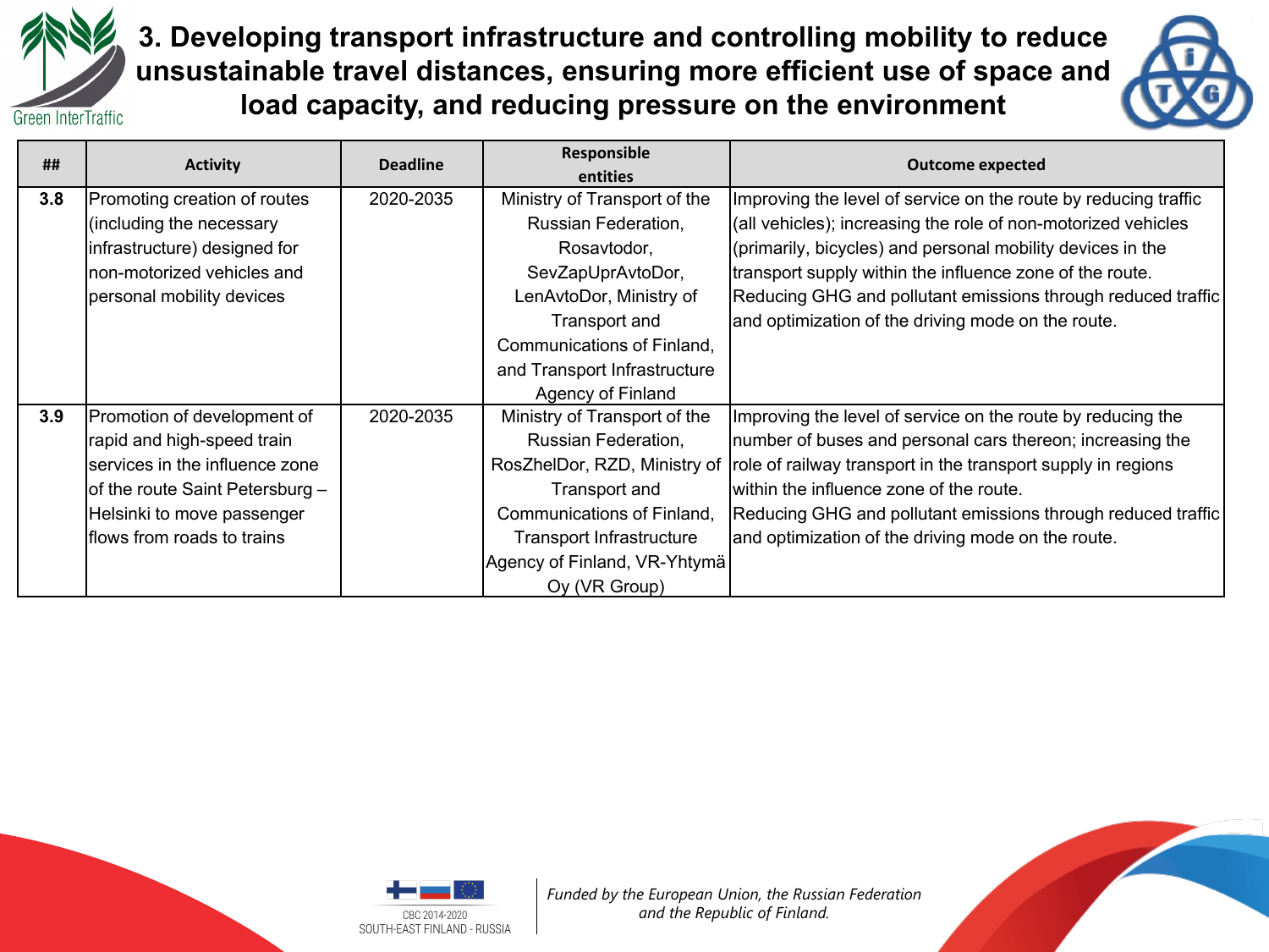# 3. Developing transport infrastructure and controlling mobility to reduce unsustainable travel distances, ensuring more efficient use of space and load capacity, and reducing pressure on the environment

| ## | Activity | Deadline | Responsible entities | Outcome expected |
|---|---|---|---|---|
| 3.8 | Promoting creation of routes (including the necessary infrastructure) designed for non-motorized vehicles and personal mobility devices | 2020-2035 | Ministry of Transport of the Russian Federation, Rosavtodor, SevZapUprAvtoDor, LenAvtoDor, Ministry of Transport and Communications of Finland, and Transport Infrastructure Agency of Finland | Improving the level of service on the route by reducing traffic (all vehicles); increasing the role of non-motorized vehicles (primarily, bicycles) and personal mobility devices in the transport supply within the influence zone of the route. Reducing GHG and pollutant emissions through reduced traffic and optimization of the driving mode on the route. |
| 3.9 | Promotion of development of rapid and high-speed train services in the influence zone of the route Saint Petersburg – Helsinki to move passenger flows from roads to trains | 2020-2035 | Ministry of Transport of the Russian Federation, RosZhelDor, RZD, Ministry of Transport and Communications of Finland, Transport Infrastructure Agency of Finland, VR-Yhtymä Oy (VR Group) | Improving the level of service on the route by reducing the number of buses and personal cars thereon; increasing the role of railway transport in the transport supply in regions within the influence zone of the route. Reducing GHG and pollutant emissions through reduced traffic and optimization of the driving mode on the route. |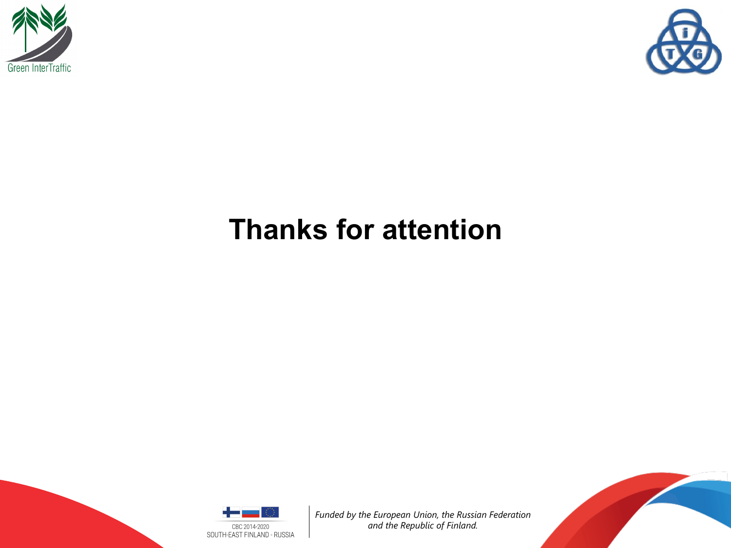# Thanks for attention

Green InterTraffic

CBC 2014-2020
SOUTH-EAST FINLAND - RUSSIA

*Funded by the European Union, the Russian Federation and the Republic of Finland.*